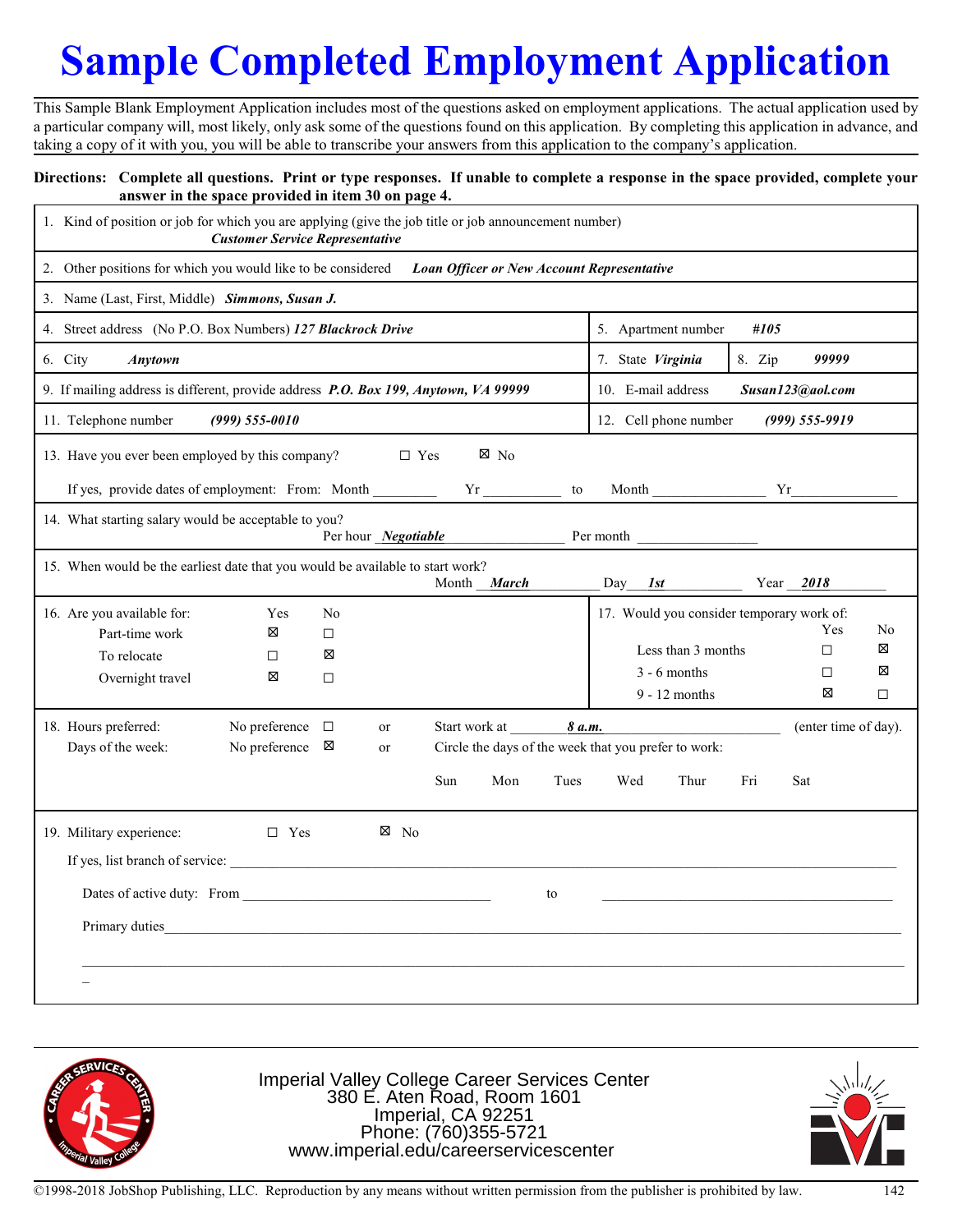# Sample Completed Employment Application

This Sample Blank Employment Application includes most of the questions asked on employment applications. The actual application used by a particular company will, most likely, only ask some of the questions found on this application. By completing this application in advance, and taking a copy of it with you, you will be able to transcribe your answers from this application to the company's application.

**Directions: Complete all questions. Print or type responses. If unable to complete a response in the space provided, complete your answer in the space provided in item 30 on page 4.**

1. Kind of position or job for which you are applying (give the job title or job announcement number) ***Customer Service Representative***

2. Other positions for which you would like to be considered ***Loan Officer or New Account Representative***

3. Name (Last, First, Middle) ***Simmons, Susan J.***

4. Street address (No P.O. Box Numbers) ***127 Blackrock Drive***

5. Apartment number ***#105***

6. City ***Anytown***

7. State ***Virginia***

8. Zip ***99999***

9. If mailing address is different, provide address ***P.O. Box 199, Anytown, VA 99999***

10. E-mail address ***Susan123@aol.com***

11. Telephone number ***(999) 555-0010***

12. Cell phone number ***(999) 555-9919***

13. Have you ever been employed by this company? ☐ Yes ☒ No

    If yes, provide dates of employment: From: Month ________ Yr ________ to Month ________ Yr ________

14. What starting salary would be acceptable to you?
    Per hour ***Negotiable*** Per month ________

15. When would be the earliest date that you would be available to start work?
    Month ***March*** Day ***1st*** Year ***2018***

16. Are you available for:

| | Yes | No |
|---|---|---|
| Part-time work | ☒ | ☐ |
| To relocate | ☐ | ☒ |
| Overnight travel | ☒ | ☐ |

17. Would you consider temporary work of:

| | Yes | No |
|---|---|---|
| Less than 3 months | ☐ | ☒ |
| 3 - 6 months | ☐ | ☒ |
| 9 - 12 months | ☒ | ☐ |

18. Hours preferred: No preference ☐ or Start work at ***8 a.m.*** (enter time of day).
    Days of the week: No preference ☒ or Circle the days of the week that you prefer to work:

    Sun Mon Tues Wed Thur Fri Sat

19. Military experience: ☐ Yes ☒ No

    If yes, list branch of service: ________

    Dates of active duty: From ________ to ________

    Primary duties ________

Imperial Valley College Career Services Center
380 E. Aten Road, Room 1601
Imperial, CA 92251
Phone: (760)355-5721
www.imperial.edu/careerservicescenter

©1998-2018 JobShop Publishing, LLC. Reproduction by any means without written permission from the publisher is prohibited by law.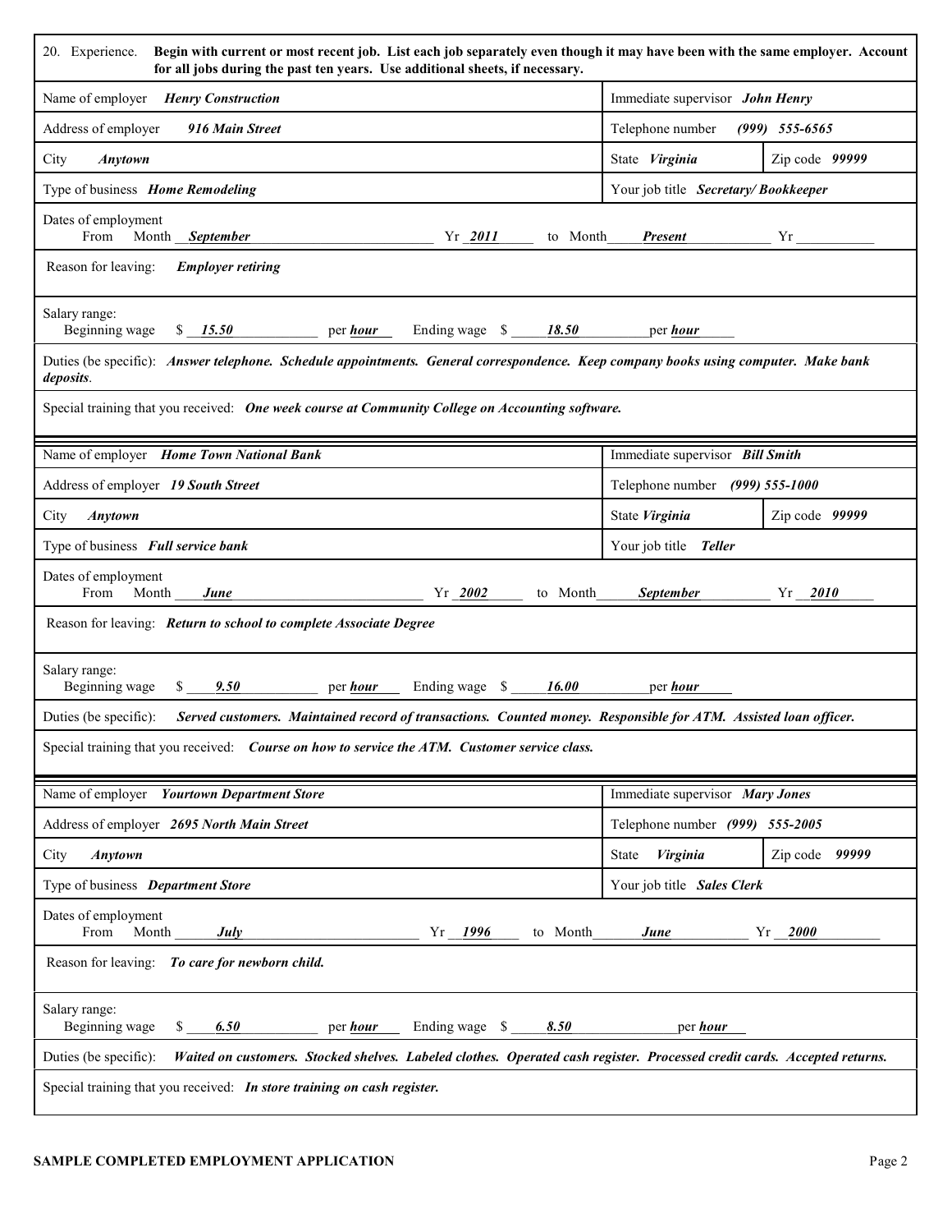20. Experience. **Begin with current or most recent job. List each job separately even though it may have been with the same employer. Account for all jobs during the past ten years. Use additional sheets, if necessary.**

| | | |
|---|---|---|
| Name of employer ***Henry Construction*** | Immediate supervisor ***John Henry*** | |
| Address of employer ***916 Main Street*** | Telephone number ***(999) 555-6565*** | |
| City ***Anytown*** | State ***Virginia*** | Zip code ***99999*** |
| Type of business ***Home Remodeling*** | Your job title ***Secretary/ Bookkeeper*** | |
| Dates of employment From Month ***September*** Yr ***2011*** to Month ***Present*** Yr | | |
| Reason for leaving: ***Employer retiring*** | | |
| Salary range: Beginning wage $ ***15.50*** per ***hour*** Ending wage $ ***18.50*** per ***hour*** | | |
| Duties (be specific): ***Answer telephone. Schedule appointments. General correspondence. Keep company books using computer. Make bank deposits.*** | | |
| Special training that you received: ***One week course at Community College on Accounting software.*** | | |

| | | |
|---|---|---|
| Name of employer ***Home Town National Bank*** | Immediate supervisor ***Bill Smith*** | |
| Address of employer ***19 South Street*** | Telephone number ***(999) 555-1000*** | |
| City ***Anytown*** | State ***Virginia*** | Zip code ***99999*** |
| Type of business ***Full service bank*** | Your job title ***Teller*** | |
| Dates of employment From Month ***June*** Yr ***2002*** to Month ***September*** Yr ***2010*** | | |
| Reason for leaving: ***Return to school to complete Associate Degree*** | | |
| Salary range: Beginning wage $ ***9.50*** per ***hour*** Ending wage $ ***16.00*** per ***hour*** | | |
| Duties (be specific): ***Served customers. Maintained record of transactions. Counted money. Responsible for ATM. Assisted loan officer.*** | | |
| Special training that you received: ***Course on how to service the ATM. Customer service class.*** | | |

| | | |
|---|---|---|
| Name of employer ***Yourtown Department Store*** | Immediate supervisor ***Mary Jones*** | |
| Address of employer ***2695 North Main Street*** | Telephone number ***(999) 555-2005*** | |
| City ***Anytown*** | State ***Virginia*** | Zip code ***99999*** |
| Type of business ***Department Store*** | Your job title ***Sales Clerk*** | |
| Dates of employment From Month ***July*** Yr ***1996*** to Month ***June*** Yr ***2000*** | | |
| Reason for leaving: ***To care for newborn child.*** | | |
| Salary range: Beginning wage $ ***6.50*** per ***hour*** Ending wage $ ***8.50*** per ***hour*** | | |
| Duties (be specific): ***Waited on customers. Stocked shelves. Labeled clothes. Operated cash register. Processed credit cards. Accepted returns.*** | | |
| Special training that you received: ***In store training on cash register.*** | | |

**SAMPLE COMPLETED EMPLOYMENT APPLICATION**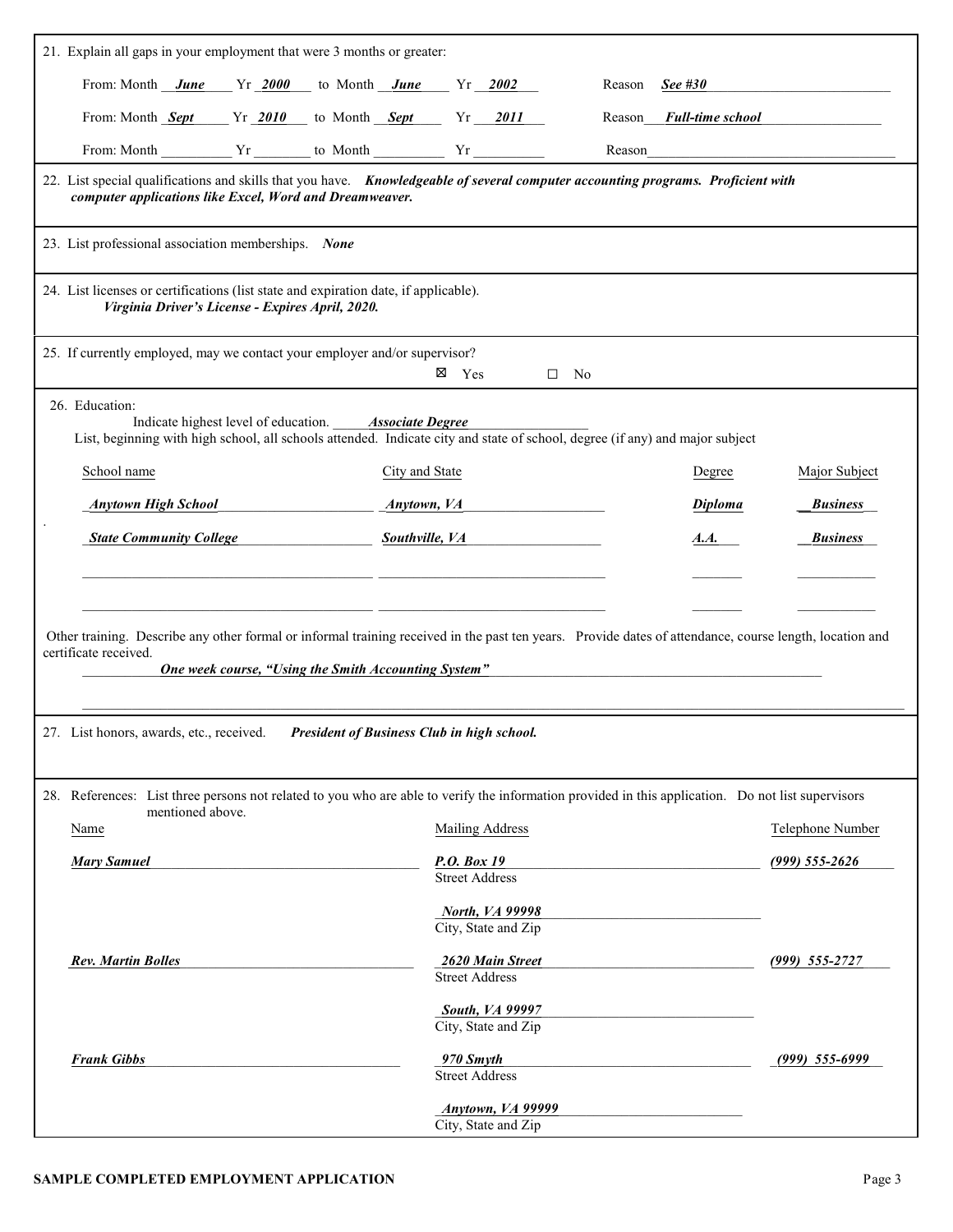21. Explain all gaps in your employment that were 3 months or greater:

| From: Month | Yr | to Month | Yr | Reason |
|---|---|---|---|---|
| *June* | *2000* | *June* | *2002* | *See #30* |
| *Sept* | *2010* | *Sept* | *2011* | *Full-time school* |
| | | | | |

22. List special qualifications and skills that you have. ***Knowledgeable of several computer accounting programs. Proficient with computer applications like Excel, Word and Dreamweaver.***

23. List professional association memberships. ***None***

24. List licenses or certifications (list state and expiration date, if applicable).
***Virginia Driver's License - Expires April, 2020.***

25. If currently employed, may we contact your employer and/or supervisor?
☒ Yes ☐ No

26. Education:
Indicate highest level of education. ***Associate Degree***
List, beginning with high school, all schools attended. Indicate city and state of school, degree (if any) and major subject

| School name | City and State | Degree | Major Subject |
|---|---|---|---|
| *Anytown High School* | *Anytown, VA* | *Diploma* | *Business* |
| *State Community College* | *Southville, VA* | *A.A.* | *Business* |
| | | | |
| | | | |

Other training. Describe any other formal or informal training received in the past ten years. Provide dates of attendance, course length, location and certificate received.
***One week course, "Using the Smith Accounting System"***

27. List honors, awards, etc., received. ***President of Business Club in high school.***

28. References: List three persons not related to you who are able to verify the information provided in this application. Do not list supervisors mentioned above.

| Name | Mailing Address | Telephone Number |
|---|---|---|
| *Mary Samuel* | Street Address: *P.O. Box 19*<br>City, State and Zip: *North, VA 99998* | *(999) 555-2626* |
| *Rev. Martin Bolles* | Street Address: *2620 Main Street*<br>City, State and Zip: *South, VA 99997* | *(999) 555-2727* |
| *Frank Gibbs* | Street Address: *970 Smyth*<br>City, State and Zip: *Anytown, VA 99999* | *(999) 555-6999* |

**SAMPLE COMPLETED EMPLOYMENT APPLICATION**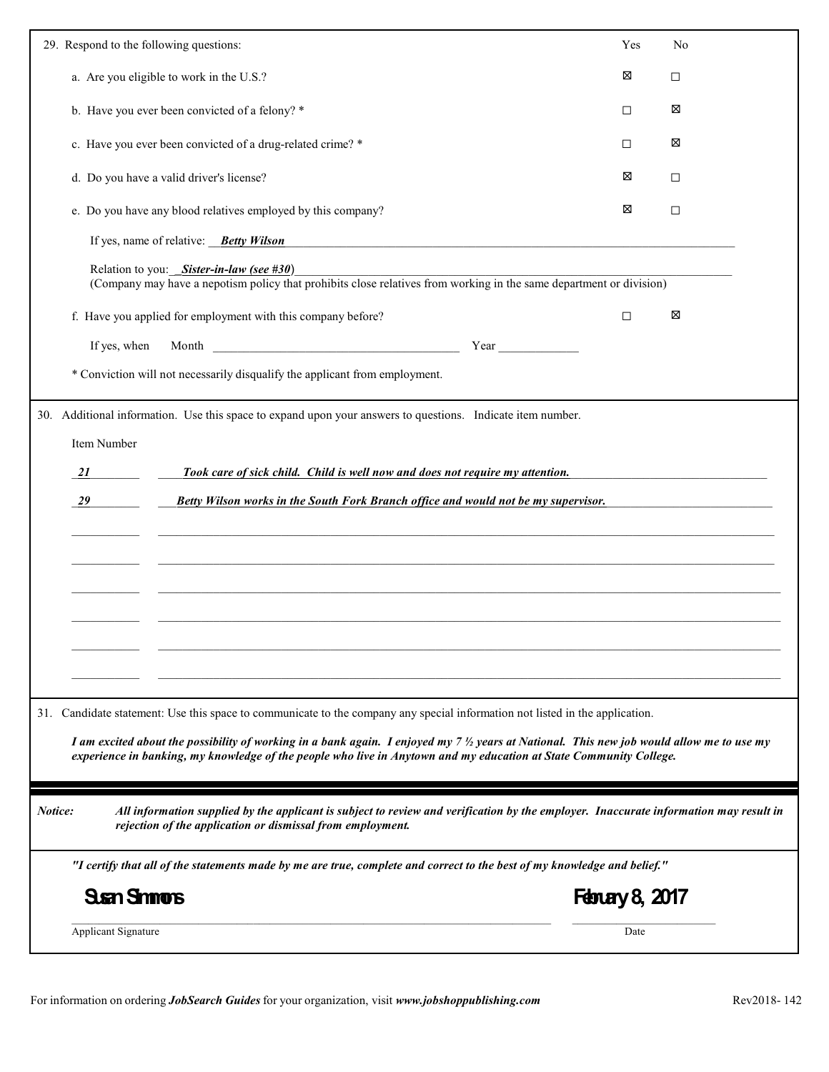29. Respond to the following questions:

| | Yes | No |
|---|---|---|
| a. Are you eligible to work in the U.S.? | ☒ | ☐ |
| b. Have you ever been convicted of a felony? * | ☐ | ☒ |
| c. Have you ever been convicted of a drug-related crime? * | ☐ | ☒ |
| d. Do you have a valid driver's license? | ☒ | ☐ |
| e. Do you have any blood relatives employed by this company? | ☒ | ☐ |

If yes, name of relative: ***Betty Wilson***

Relation to you: ***Sister-in-law (see #30)***
(Company may have a nepotism policy that prohibits close relatives from working in the same department or division)

| | Yes | No |
|---|---|---|
| f. Have you applied for employment with this company before? | ☐ | ☒ |

If yes, when Month \_\_\_\_\_\_\_\_\_\_ Year \_\_\_\_\_\_\_\_\_\_

* Conviction will not necessarily disqualify the applicant from employment.

30. Additional information. Use this space to expand upon your answers to questions. Indicate item number.

| Item Number | |
|---|---|
| ***21*** | ***Took care of sick child. Child is well now and does not require my attention.*** |
| ***29*** | ***Betty Wilson works in the South Fork Branch office and would not be my supervisor.*** |

31. Candidate statement: Use this space to communicate to the company any special information not listed in the application.

***I am excited about the possibility of working in a bank again. I enjoyed my 7 ½ years at National. This new job would allow me to use my experience in banking, my knowledge of the people who live in Anytown and my education at State Community College.***

***Notice:*** ***All information supplied by the applicant is subject to review and verification by the employer. Inaccurate information may result in rejection of the application or dismissal from employment.***

***"I certify that all of the statements made by me are true, complete and correct to the best of my knowledge and belief."***

| Susan Simmons | February 8, 2017 |
|---|---|
| Applicant Signature | Date |

For information on ordering ***JobSearch Guides*** for your organization, visit ***www.jobshoppublishing.com*** Rev2018- 142